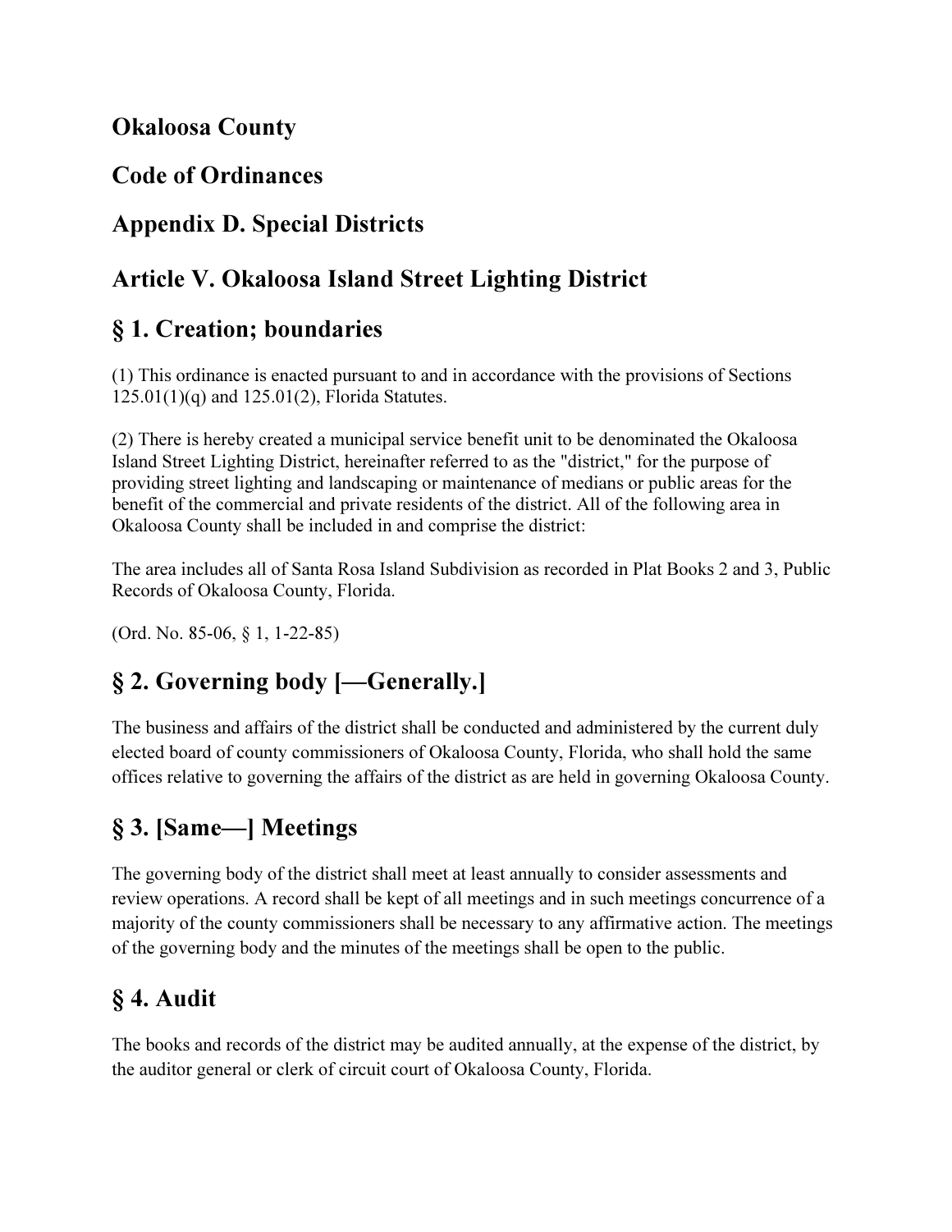# Okaloosa County

# Code of Ordinances

# Appendix D. Special Districts

## Article V. Okaloosa Island Street Lighting District

### § 1. Creation; boundaries

(1) This ordinance is enacted pursuant to and in accordance with the provisions of Sections 125.01(1)(q) and 125.01(2), Florida Statutes.

(2) There is hereby created a municipal service benefit unit to be denominated the Okaloosa Island Street Lighting District, hereinafter referred to as the "district," for the purpose of providing street lighting and landscaping or maintenance of medians or public areas for the benefit of the commercial and private residents of the district. All of the following area in Okaloosa County shall be included in and comprise the district:

The area includes all of Santa Rosa Island Subdivision as recorded in Plat Books 2 and 3, Public Records of Okaloosa County, Florida.

(Ord. No. 85-06, § 1, 1-22-85)

### § 2. Governing body [—Generally.]

The business and affairs of the district shall be conducted and administered by the current duly elected board of county commissioners of Okaloosa County, Florida, who shall hold the same offices relative to governing the affairs of the district as are held in governing Okaloosa County.

### § 3. [Same—] Meetings

The governing body of the district shall meet at least annually to consider assessments and review operations. A record shall be kept of all meetings and in such meetings concurrence of a majority of the county commissioners shall be necessary to any affirmative action. The meetings of the governing body and the minutes of the meetings shall be open to the public.

### § 4. Audit

The books and records of the district may be audited annually, at the expense of the district, by the auditor general or clerk of circuit court of Okaloosa County, Florida.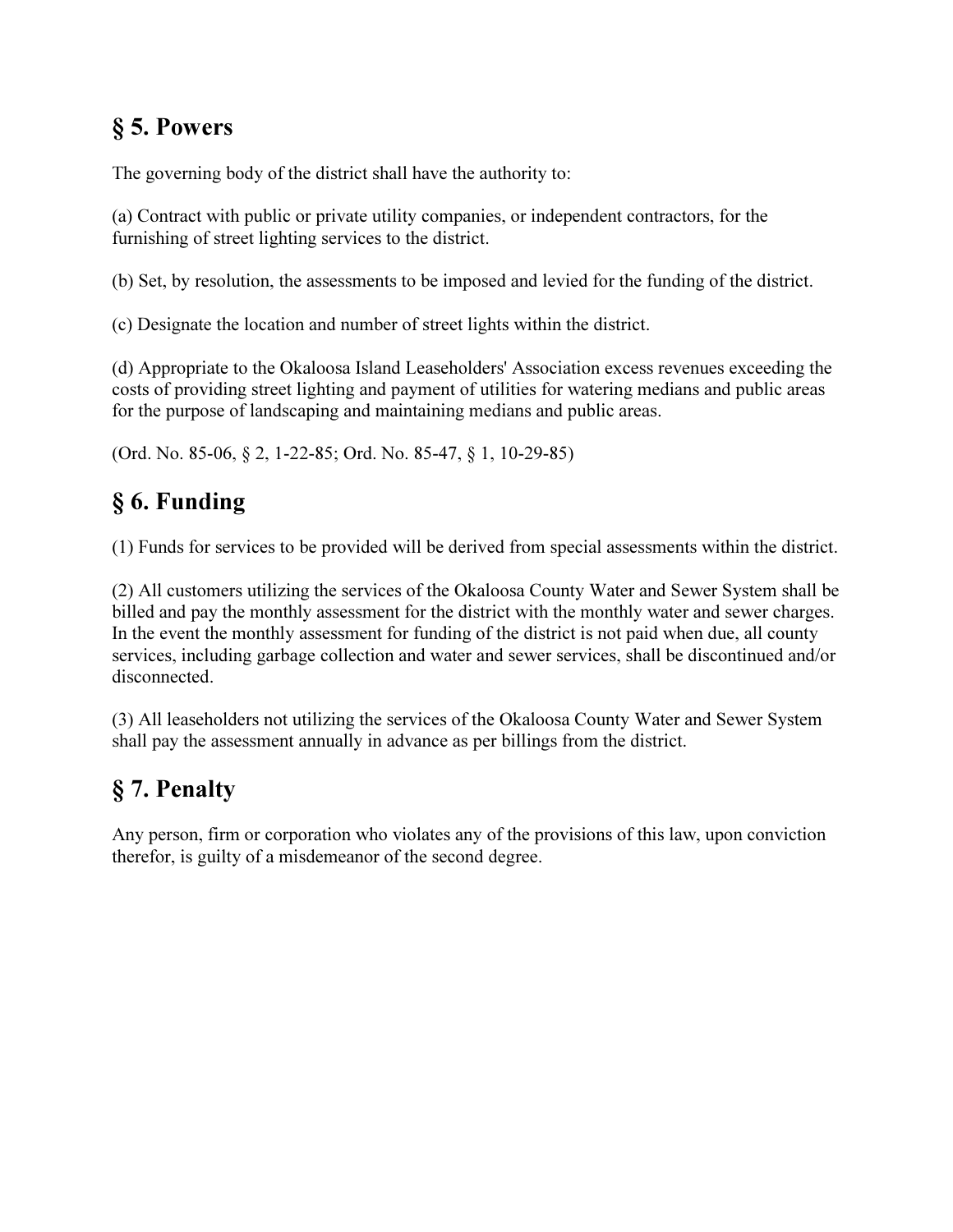## § 5. Powers

The governing body of the district shall have the authority to:

(a) Contract with public or private utility companies, or independent contractors, for the furnishing of street lighting services to the district.

(b) Set, by resolution, the assessments to be imposed and levied for the funding of the district.

(c) Designate the location and number of street lights within the district.

(d) Appropriate to the Okaloosa Island Leaseholders' Association excess revenues exceeding the costs of providing street lighting and payment of utilities for watering medians and public areas for the purpose of landscaping and maintaining medians and public areas.

(Ord. No. 85-06, § 2, 1-22-85; Ord. No. 85-47, § 1, 10-29-85)

## § 6. Funding

(1) Funds for services to be provided will be derived from special assessments within the district.

(2) All customers utilizing the services of the Okaloosa County Water and Sewer System shall be billed and pay the monthly assessment for the district with the monthly water and sewer charges. In the event the monthly assessment for funding of the district is not paid when due, all county services, including garbage collection and water and sewer services, shall be discontinued and/or disconnected.

(3) All leaseholders not utilizing the services of the Okaloosa County Water and Sewer System shall pay the assessment annually in advance as per billings from the district.

## § 7. Penalty

Any person, firm or corporation who violates any of the provisions of this law, upon conviction therefor, is guilty of a misdemeanor of the second degree.